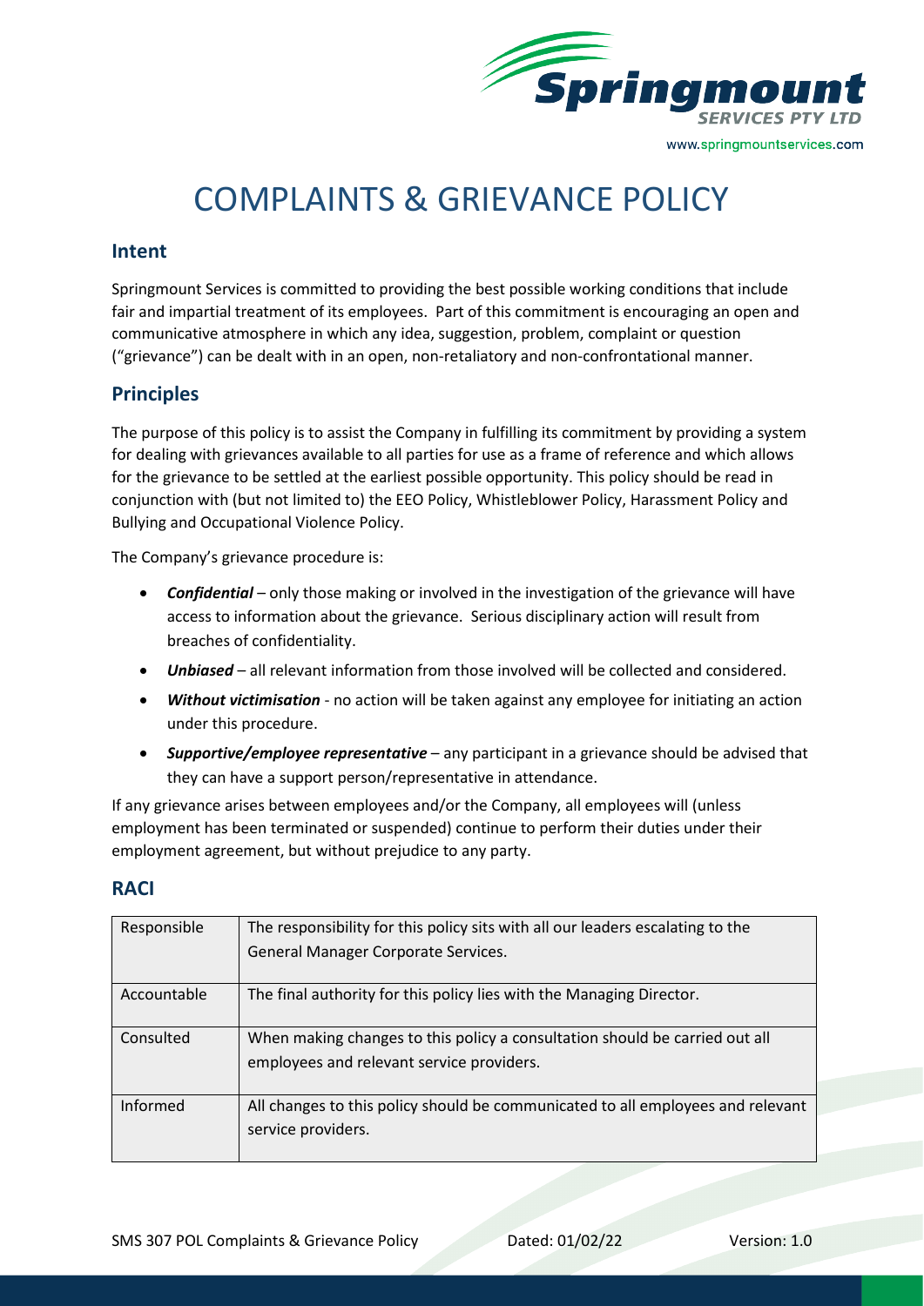# COMPLAINTS & GRIEVANCE POLICY

## Intent

Springmount Services is committed to providing the best possible working conditions that include fair and impartial treatment of its employees. Part of this commitment is encouraging an open and communicative atmosphere in which any idea, suggestion, problem, complaint or question ("grievance") can be dealt with in an open, non-retaliatory and non-confrontational manner.

## Principles

The purpose of this policy is to assist the Company in fulfilling its commitment by providing a system for dealing with grievances available to all parties for use as a frame of reference and which allows for the grievance to be settled at the earliest possible opportunity. This policy should be read in conjunction with (but not limited to) the EEO Policy, Whistleblower Policy, Harassment Policy and Bullying and Occupational Violence Policy.

The Company's grievance procedure is:

- ***Confidential*** – only those making or involved in the investigation of the grievance will have access to information about the grievance. Serious disciplinary action will result from breaches of confidentiality.
- ***Unbiased*** – all relevant information from those involved will be collected and considered.
- ***Without victimisation*** - no action will be taken against any employee for initiating an action under this procedure.
- ***Supportive/employee representative*** – any participant in a grievance should be advised that they can have a support person/representative in attendance.

If any grievance arises between employees and/or the Company, all employees will (unless employment has been terminated or suspended) continue to perform their duties under their employment agreement, but without prejudice to any party.

## RACI

| | |
|---|---|
| Responsible | The responsibility for this policy sits with all our leaders escalating to the General Manager Corporate Services. |
| Accountable | The final authority for this policy lies with the Managing Director. |
| Consulted | When making changes to this policy a consultation should be carried out all employees and relevant service providers. |
| Informed | All changes to this policy should be communicated to all employees and relevant service providers. |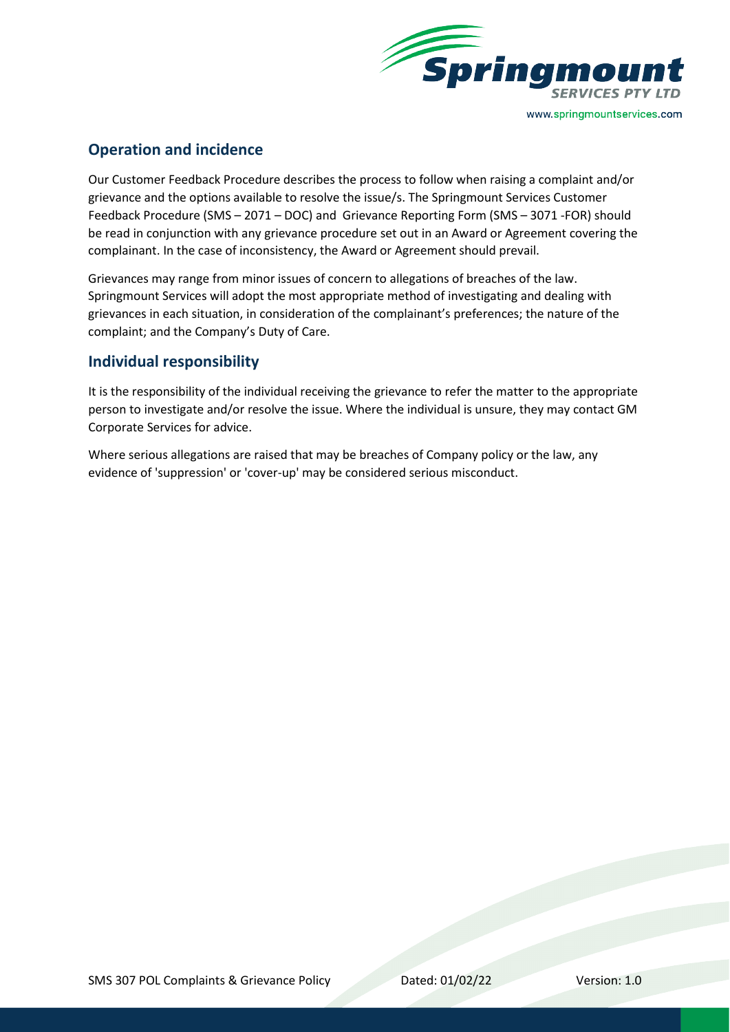## Operation and incidence

Our Customer Feedback Procedure describes the process to follow when raising a complaint and/or grievance and the options available to resolve the issue/s. The Springmount Services Customer Feedback Procedure (SMS – 2071 – DOC) and Grievance Reporting Form (SMS – 3071 -FOR) should be read in conjunction with any grievance procedure set out in an Award or Agreement covering the complainant. In the case of inconsistency, the Award or Agreement should prevail.

Grievances may range from minor issues of concern to allegations of breaches of the law. Springmount Services will adopt the most appropriate method of investigating and dealing with grievances in each situation, in consideration of the complainant's preferences; the nature of the complaint; and the Company's Duty of Care.

## Individual responsibility

It is the responsibility of the individual receiving the grievance to refer the matter to the appropriate person to investigate and/or resolve the issue. Where the individual is unsure, they may contact GM Corporate Services for advice.

Where serious allegations are raised that may be breaches of Company policy or the law, any evidence of 'suppression' or 'cover-up' may be considered serious misconduct.